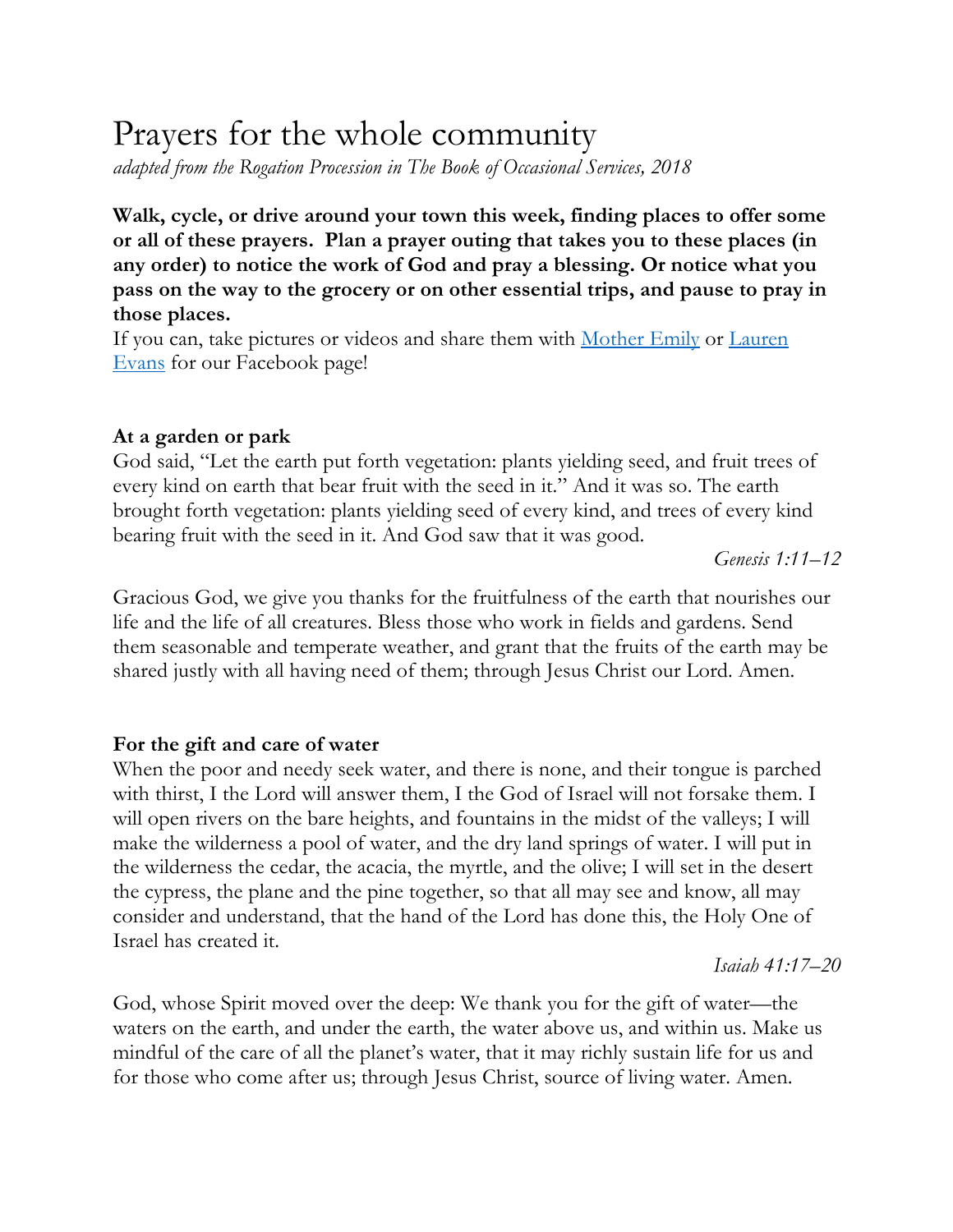# Prayers for the whole community

*adapted from the Rogation Procession in The Book of Occasional Services, 2018*

**Walk, cycle, or drive around your town this week, finding places to offer some or all of these prayers. Plan a prayer outing that takes you to these places (in any order) to notice the work of God and pray a blessing. Or notice what you pass on the way to the grocery or on other essential trips, and pause to pray in those places.**

If you can, take pictures or videos and share them with Mother Emily or Lauren Evans for our Facebook page!

**At a garden or park**

God said, "Let the earth put forth vegetation: plants yielding seed, and fruit trees of every kind on earth that bear fruit with the seed in it." And it was so. The earth brought forth vegetation: plants yielding seed of every kind, and trees of every kind bearing fruit with the seed in it. And God saw that it was good.

*Genesis 1:11–12*

Gracious God, we give you thanks for the fruitfulness of the earth that nourishes our life and the life of all creatures. Bless those who work in fields and gardens. Send them seasonable and temperate weather, and grant that the fruits of the earth may be shared justly with all having need of them; through Jesus Christ our Lord. Amen.

**For the gift and care of water**

When the poor and needy seek water, and there is none, and their tongue is parched with thirst, I the Lord will answer them, I the God of Israel will not forsake them. I will open rivers on the bare heights, and fountains in the midst of the valleys; I will make the wilderness a pool of water, and the dry land springs of water. I will put in the wilderness the cedar, the acacia, the myrtle, and the olive; I will set in the desert the cypress, the plane and the pine together, so that all may see and know, all may consider and understand, that the hand of the Lord has done this, the Holy One of Israel has created it.

*Isaiah 41:17–20*

God, whose Spirit moved over the deep: We thank you for the gift of water—the waters on the earth, and under the earth, the water above us, and within us. Make us mindful of the care of all the planet's water, that it may richly sustain life for us and for those who come after us; through Jesus Christ, source of living water. Amen.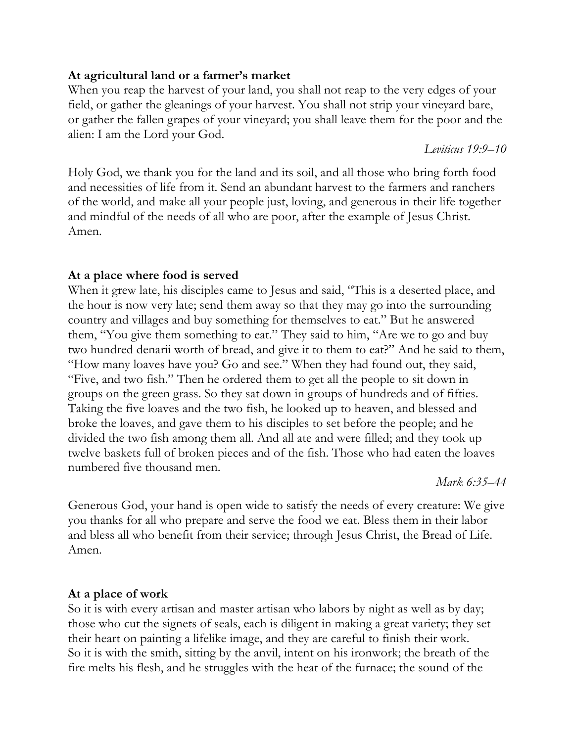**At agricultural land or a farmer's market**

When you reap the harvest of your land, you shall not reap to the very edges of your field, or gather the gleanings of your harvest. You shall not strip your vineyard bare, or gather the fallen grapes of your vineyard; you shall leave them for the poor and the alien: I am the Lord your God.

*Leviticus 19:9–10*

Holy God, we thank you for the land and its soil, and all those who bring forth food and necessities of life from it. Send an abundant harvest to the farmers and ranchers of the world, and make all your people just, loving, and generous in their life together and mindful of the needs of all who are poor, after the example of Jesus Christ. Amen.

**At a place where food is served**

When it grew late, his disciples came to Jesus and said, "This is a deserted place, and the hour is now very late; send them away so that they may go into the surrounding country and villages and buy something for themselves to eat." But he answered them, "You give them something to eat." They said to him, "Are we to go and buy two hundred denarii worth of bread, and give it to them to eat?" And he said to them, "How many loaves have you? Go and see." When they had found out, they said, "Five, and two fish." Then he ordered them to get all the people to sit down in groups on the green grass. So they sat down in groups of hundreds and of fifties. Taking the five loaves and the two fish, he looked up to heaven, and blessed and broke the loaves, and gave them to his disciples to set before the people; and he divided the two fish among them all. And all ate and were filled; and they took up twelve baskets full of broken pieces and of the fish. Those who had eaten the loaves numbered five thousand men.

*Mark 6:35–44*

Generous God, your hand is open wide to satisfy the needs of every creature: We give you thanks for all who prepare and serve the food we eat. Bless them in their labor and bless all who benefit from their service; through Jesus Christ, the Bread of Life. Amen.

**At a place of work**

So it is with every artisan and master artisan who labors by night as well as by day; those who cut the signets of seals, each is diligent in making a great variety; they set their heart on painting a lifelike image, and they are careful to finish their work.
So it is with the smith, sitting by the anvil, intent on his ironwork; the breath of the fire melts his flesh, and he struggles with the heat of the furnace; the sound of the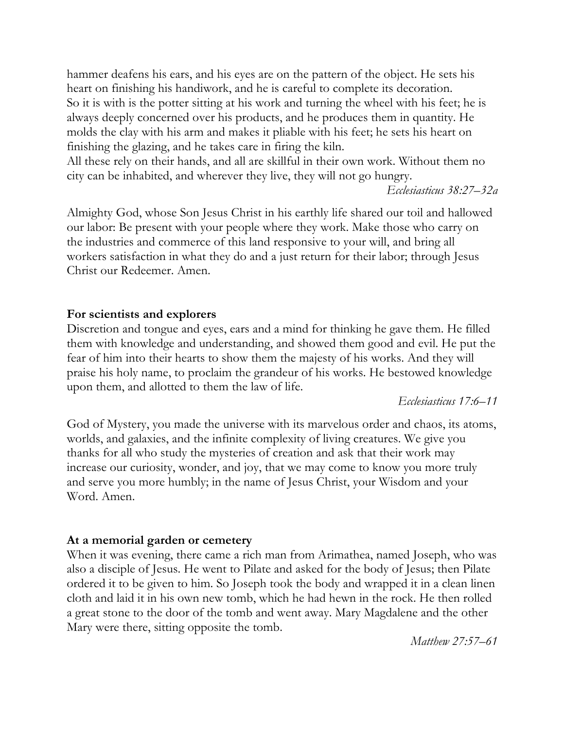hammer deafens his ears, and his eyes are on the pattern of the object. He sets his heart on finishing his handiwork, and he is careful to complete its decoration.
So it is with is the potter sitting at his work and turning the wheel with his feet; he is always deeply concerned over his products, and he produces them in quantity. He molds the clay with his arm and makes it pliable with his feet; he sets his heart on finishing the glazing, and he takes care in firing the kiln.
All these rely on their hands, and all are skillful in their own work. Without them no city can be inhabited, and wherever they live, they will not go hungry.

*Ecclesiasticus 38:27–32a*

Almighty God, whose Son Jesus Christ in his earthly life shared our toil and hallowed our labor: Be present with your people where they work. Make those who carry on the industries and commerce of this land responsive to your will, and bring all workers satisfaction in what they do and a just return for their labor; through Jesus Christ our Redeemer. Amen.

**For scientists and explorers**

Discretion and tongue and eyes, ears and a mind for thinking he gave them. He filled them with knowledge and understanding, and showed them good and evil. He put the fear of him into their hearts to show them the majesty of his works. And they will praise his holy name, to proclaim the grandeur of his works. He bestowed knowledge upon them, and allotted to them the law of life.

*Ecclesiasticus 17:6–11*

God of Mystery, you made the universe with its marvelous order and chaos, its atoms, worlds, and galaxies, and the infinite complexity of living creatures. We give you thanks for all who study the mysteries of creation and ask that their work may increase our curiosity, wonder, and joy, that we may come to know you more truly and serve you more humbly; in the name of Jesus Christ, your Wisdom and your Word. Amen.

**At a memorial garden or cemetery**

When it was evening, there came a rich man from Arimathea, named Joseph, who was also a disciple of Jesus. He went to Pilate and asked for the body of Jesus; then Pilate ordered it to be given to him. So Joseph took the body and wrapped it in a clean linen cloth and laid it in his own new tomb, which he had hewn in the rock. He then rolled a great stone to the door of the tomb and went away. Mary Magdalene and the other Mary were there, sitting opposite the tomb.

*Matthew 27:57–61*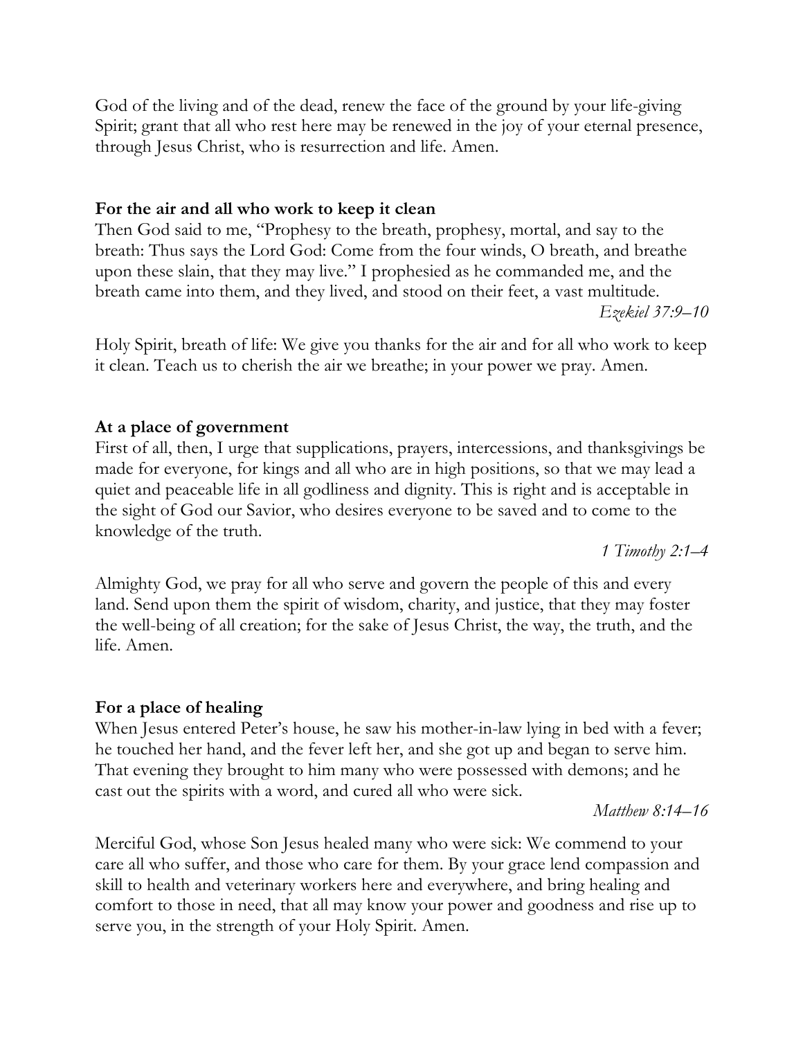God of the living and of the dead, renew the face of the ground by your life-giving Spirit; grant that all who rest here may be renewed in the joy of your eternal presence, through Jesus Christ, who is resurrection and life. Amen.

**For the air and all who work to keep it clean**

Then God said to me, "Prophesy to the breath, prophesy, mortal, and say to the breath: Thus says the Lord God: Come from the four winds, O breath, and breathe upon these slain, that they may live." I prophesied as he commanded me, and the breath came into them, and they lived, and stood on their feet, a vast multitude.

*Ezekiel 37:9–10*

Holy Spirit, breath of life: We give you thanks for the air and for all who work to keep it clean. Teach us to cherish the air we breathe; in your power we pray. Amen.

**At a place of government**

First of all, then, I urge that supplications, prayers, intercessions, and thanksgivings be made for everyone, for kings and all who are in high positions, so that we may lead a quiet and peaceable life in all godliness and dignity. This is right and is acceptable in the sight of God our Savior, who desires everyone to be saved and to come to the knowledge of the truth.

*1 Timothy 2:1–4*

Almighty God, we pray for all who serve and govern the people of this and every land. Send upon them the spirit of wisdom, charity, and justice, that they may foster the well-being of all creation; for the sake of Jesus Christ, the way, the truth, and the life. Amen.

**For a place of healing**

When Jesus entered Peter's house, he saw his mother-in-law lying in bed with a fever; he touched her hand, and the fever left her, and she got up and began to serve him. That evening they brought to him many who were possessed with demons; and he cast out the spirits with a word, and cured all who were sick.

*Matthew 8:14–16*

Merciful God, whose Son Jesus healed many who were sick: We commend to your care all who suffer, and those who care for them. By your grace lend compassion and skill to health and veterinary workers here and everywhere, and bring healing and comfort to those in need, that all may know your power and goodness and rise up to serve you, in the strength of your Holy Spirit. Amen.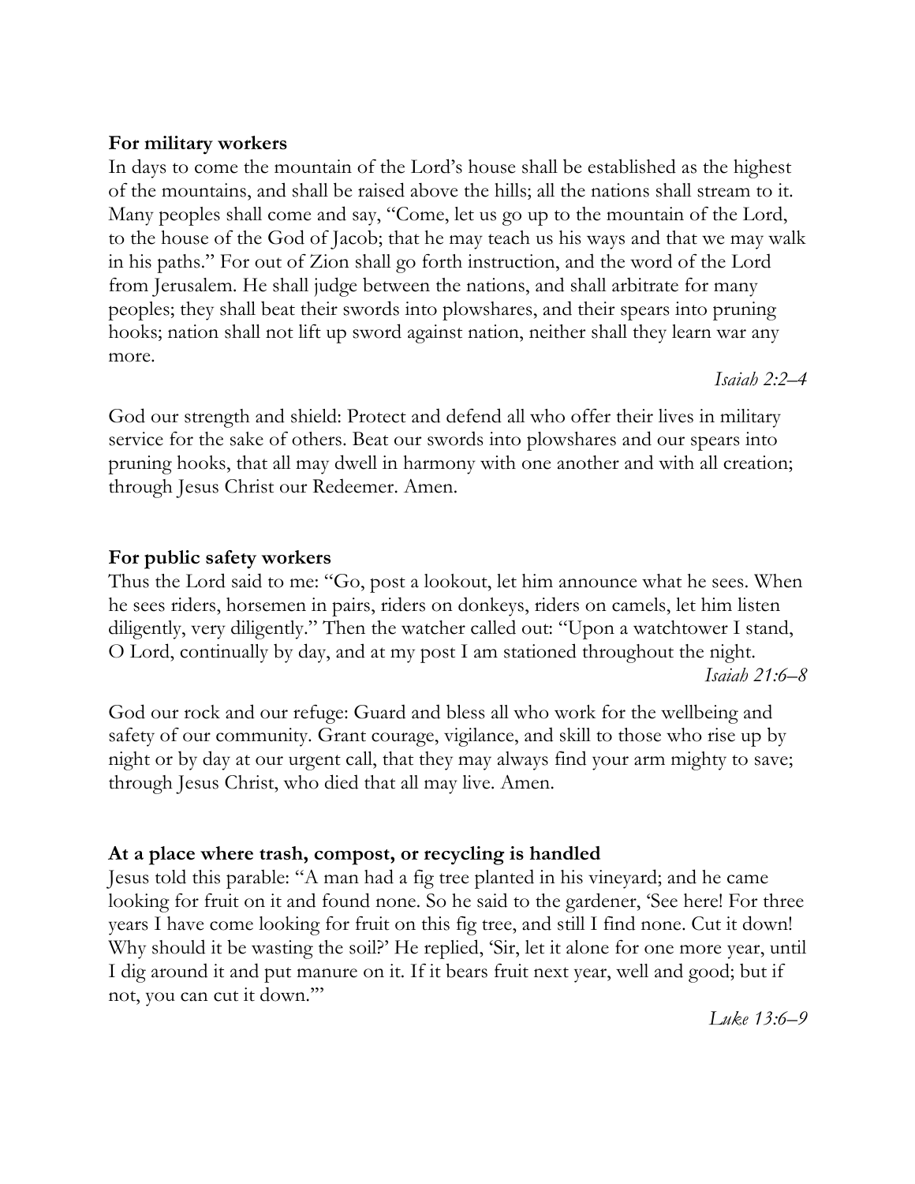**For military workers**

In days to come the mountain of the Lord's house shall be established as the highest of the mountains, and shall be raised above the hills; all the nations shall stream to it. Many peoples shall come and say, "Come, let us go up to the mountain of the Lord, to the house of the God of Jacob; that he may teach us his ways and that we may walk in his paths." For out of Zion shall go forth instruction, and the word of the Lord from Jerusalem. He shall judge between the nations, and shall arbitrate for many peoples; they shall beat their swords into plowshares, and their spears into pruning hooks; nation shall not lift up sword against nation, neither shall they learn war any more.

*Isaiah 2:2–4*

God our strength and shield: Protect and defend all who offer their lives in military service for the sake of others. Beat our swords into plowshares and our spears into pruning hooks, that all may dwell in harmony with one another and with all creation; through Jesus Christ our Redeemer. Amen.

**For public safety workers**

Thus the Lord said to me: "Go, post a lookout, let him announce what he sees. When he sees riders, horsemen in pairs, riders on donkeys, riders on camels, let him listen diligently, very diligently." Then the watcher called out: "Upon a watchtower I stand, O Lord, continually by day, and at my post I am stationed throughout the night.

*Isaiah 21:6–8*

God our rock and our refuge: Guard and bless all who work for the wellbeing and safety of our community. Grant courage, vigilance, and skill to those who rise up by night or by day at our urgent call, that they may always find your arm mighty to save; through Jesus Christ, who died that all may live. Amen.

**At a place where trash, compost, or recycling is handled**

Jesus told this parable: "A man had a fig tree planted in his vineyard; and he came looking for fruit on it and found none. So he said to the gardener, 'See here! For three years I have come looking for fruit on this fig tree, and still I find none. Cut it down! Why should it be wasting the soil?' He replied, 'Sir, let it alone for one more year, until I dig around it and put manure on it. If it bears fruit next year, well and good; but if not, you can cut it down.'"

*Luke 13:6–9*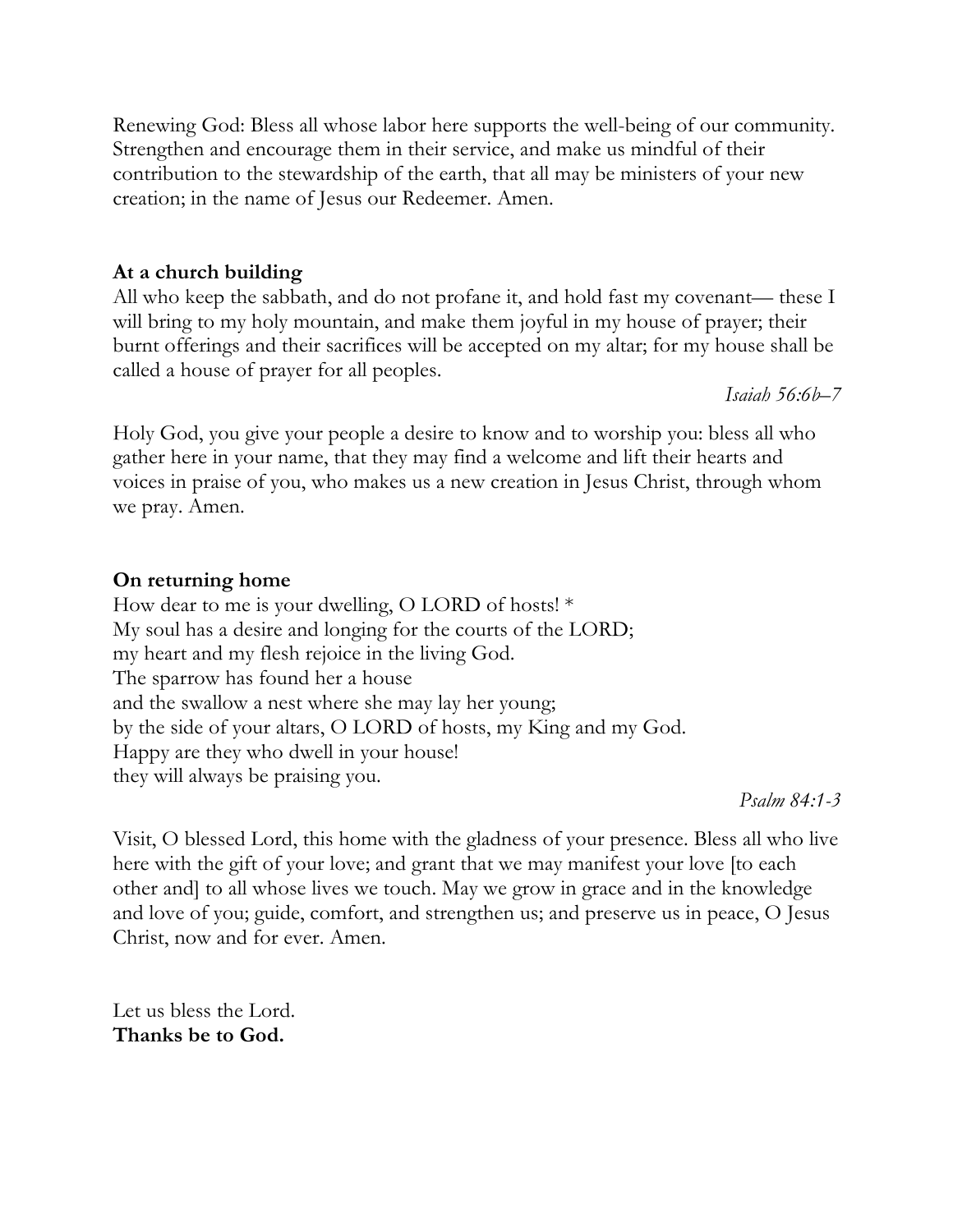Renewing God: Bless all whose labor here supports the well-being of our community. Strengthen and encourage them in their service, and make us mindful of their contribution to the stewardship of the earth, that all may be ministers of your new creation; in the name of Jesus our Redeemer. Amen.

**At a church building**

All who keep the sabbath, and do not profane it, and hold fast my covenant— these I will bring to my holy mountain, and make them joyful in my house of prayer; their burnt offerings and their sacrifices will be accepted on my altar; for my house shall be called a house of prayer for all peoples.

*Isaiah 56:6b–7*

Holy God, you give your people a desire to know and to worship you: bless all who gather here in your name, that they may find a welcome and lift their hearts and voices in praise of you, who makes us a new creation in Jesus Christ, through whom we pray. Amen.

**On returning home**

How dear to me is your dwelling, O LORD of hosts! *  
My soul has a desire and longing for the courts of the LORD;  
my heart and my flesh rejoice in the living God.  
The sparrow has found her a house  
and the swallow a nest where she may lay her young;  
by the side of your altars, O LORD of hosts, my King and my God.  
Happy are they who dwell in your house!  
they will always be praising you.

*Psalm 84:1-3*

Visit, O blessed Lord, this home with the gladness of your presence. Bless all who live here with the gift of your love; and grant that we may manifest your love [to each other and] to all whose lives we touch. May we grow in grace and in the knowledge and love of you; guide, comfort, and strengthen us; and preserve us in peace, O Jesus Christ, now and for ever. Amen.

Let us bless the Lord.  
**Thanks be to God.**